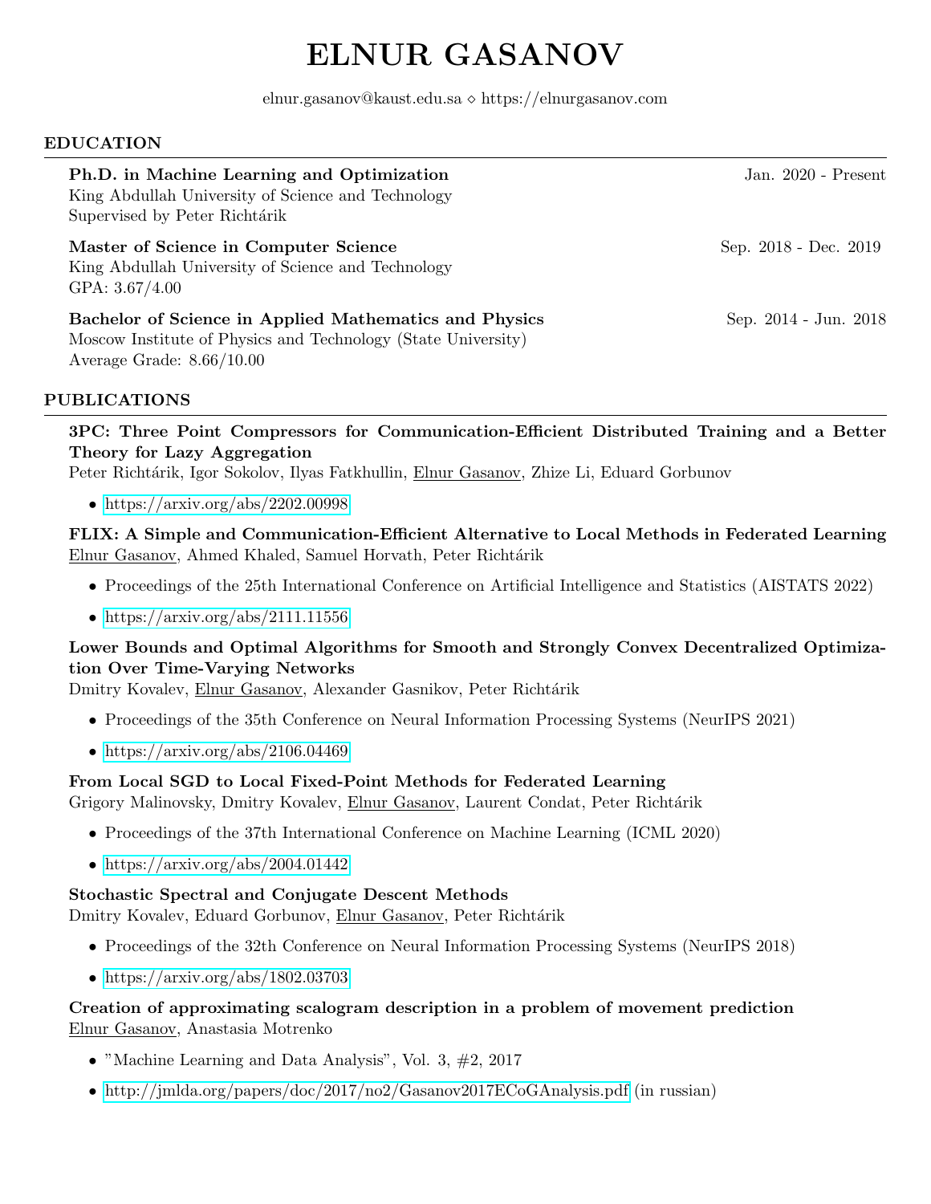# ELNUR GASANOV

elnur.gasanov@kaust.edu.sa ⋄ https://elnurgasanov.com

## EDUCATION

**Ph.D. in Machine Learning and Optimization** — Jan. 2020 - Present
King Abdullah University of Science and Technology
Supervised by Peter Richtárik

**Master of Science in Computer Science** — Sep. 2018 - Dec. 2019
King Abdullah University of Science and Technology
GPA: 3.67/4.00

**Bachelor of Science in Applied Mathematics and Physics** — Sep. 2014 - Jun. 2018
Moscow Institute of Physics and Technology (State University)
Average Grade: 8.66/10.00

## PUBLICATIONS

**3PC: Three Point Compressors for Communication-Efficient Distributed Training and a Better Theory for Lazy Aggregation**
Peter Richtárik, Igor Sokolov, Ilyas Fatkhullin, Elnur Gasanov, Zhize Li, Eduard Gorbunov

- https://arxiv.org/abs/2202.00998

**FLIX: A Simple and Communication-Efficient Alternative to Local Methods in Federated Learning**
Elnur Gasanov, Ahmed Khaled, Samuel Horvath, Peter Richtárik

- Proceedings of the 25th International Conference on Artificial Intelligence and Statistics (AISTATS 2022)
- https://arxiv.org/abs/2111.11556

**Lower Bounds and Optimal Algorithms for Smooth and Strongly Convex Decentralized Optimization Over Time-Varying Networks**
Dmitry Kovalev, Elnur Gasanov, Alexander Gasnikov, Peter Richtárik

- Proceedings of the 35th Conference on Neural Information Processing Systems (NeurIPS 2021)
- https://arxiv.org/abs/2106.04469

**From Local SGD to Local Fixed-Point Methods for Federated Learning**
Grigory Malinovsky, Dmitry Kovalev, Elnur Gasanov, Laurent Condat, Peter Richtárik

- Proceedings of the 37th International Conference on Machine Learning (ICML 2020)
- https://arxiv.org/abs/2004.01442

**Stochastic Spectral and Conjugate Descent Methods**
Dmitry Kovalev, Eduard Gorbunov, Elnur Gasanov, Peter Richtárik

- Proceedings of the 32th Conference on Neural Information Processing Systems (NeurIPS 2018)
- https://arxiv.org/abs/1802.03703

**Creation of approximating scalogram description in a problem of movement prediction**
Elnur Gasanov, Anastasia Motrenko

- "Machine Learning and Data Analysis", Vol. 3, #2, 2017
- http://jmlda.org/papers/doc/2017/no2/Gasanov2017ECoGAnalysis.pdf (in russian)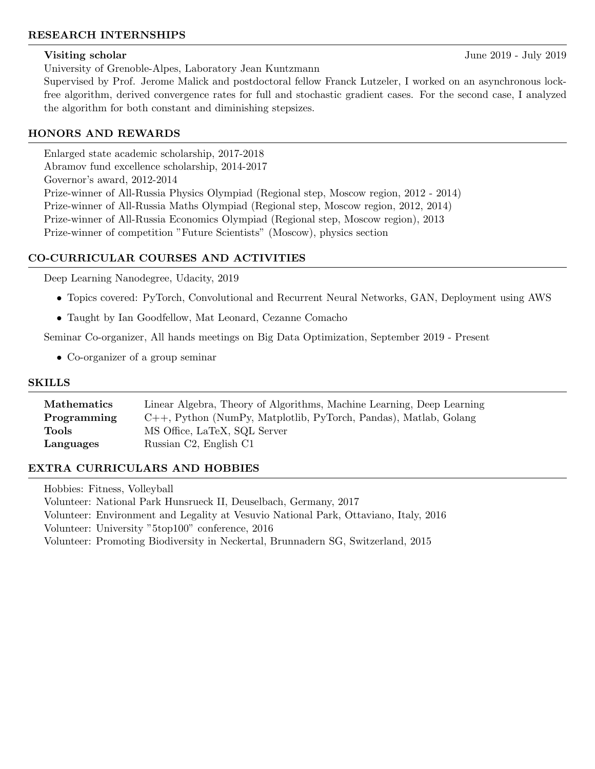## RESEARCH INTERNSHIPS

**Visiting scholar** June 2019 - July 2019

University of Grenoble-Alpes, Laboratory Jean Kuntzmann

Supervised by Prof. Jerome Malick and postdoctoral fellow Franck Lutzeler, I worked on an asynchronous lock-free algorithm, derived convergence rates for full and stochastic gradient cases. For the second case, I analyzed the algorithm for both constant and diminishing stepsizes.

## HONORS AND REWARDS

Enlarged state academic scholarship, 2017-2018
Abramov fund excellence scholarship, 2014-2017
Governor's award, 2012-2014
Prize-winner of All-Russia Physics Olympiad (Regional step, Moscow region, 2012 - 2014)
Prize-winner of All-Russia Maths Olympiad (Regional step, Moscow region, 2012, 2014)
Prize-winner of All-Russia Economics Olympiad (Regional step, Moscow region), 2013
Prize-winner of competition "Future Scientists" (Moscow), physics section

## CO-CURRICULAR COURSES AND ACTIVITIES

Deep Learning Nanodegree, Udacity, 2019

- Topics covered: PyTorch, Convolutional and Recurrent Neural Networks, GAN, Deployment using AWS
- Taught by Ian Goodfellow, Mat Leonard, Cezanne Comacho

Seminar Co-organizer, All hands meetings on Big Data Optimization, September 2019 - Present

- Co-organizer of a group seminar

## SKILLS

| | |
|---|---|
| **Mathematics** | Linear Algebra, Theory of Algorithms, Machine Learning, Deep Learning |
| **Programming** | C++, Python (NumPy, Matplotlib, PyTorch, Pandas), Matlab, Golang |
| **Tools** | MS Office, LaTeX, SQL Server |
| **Languages** | Russian C2, English C1 |

## EXTRA CURRICULARS AND HOBBIES

Hobbies: Fitness, Volleyball
Volunteer: National Park Hunsrueck II, Deuselbach, Germany, 2017
Volunteer: Environment and Legality at Vesuvio National Park, Ottaviano, Italy, 2016
Volunteer: University "5top100" conference, 2016
Volunteer: Promoting Biodiversity in Neckertal, Brunnadern SG, Switzerland, 2015